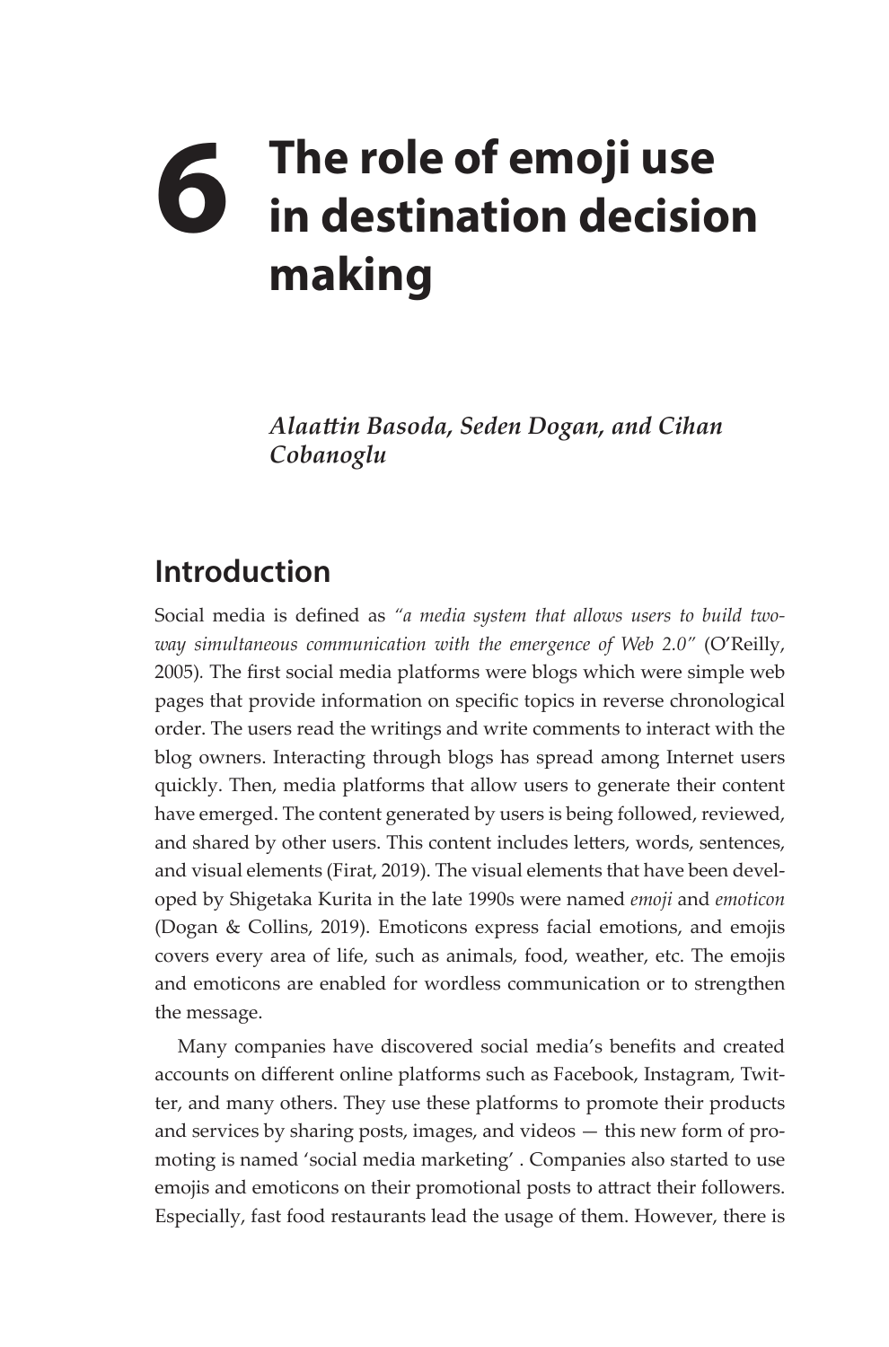# 6 The role of emoji use in destination decision making

***Alaattin Basoda, Seden Dogan, and Cihan Cobanoglu***

## Introduction

Social media is defined as *"a media system that allows users to build two-way simultaneous communication with the emergence of Web 2.0"* (O'Reilly, 2005). The first social media platforms were blogs which were simple web pages that provide information on specific topics in reverse chronological order. The users read the writings and write comments to interact with the blog owners. Interacting through blogs has spread among Internet users quickly. Then, media platforms that allow users to generate their content have emerged. The content generated by users is being followed, reviewed, and shared by other users. This content includes letters, words, sentences, and visual elements (Firat, 2019). The visual elements that have been developed by Shigetaka Kurita in the late 1990s were named *emoji* and *emoticon* (Dogan & Collins, 2019). Emoticons express facial emotions, and emojis covers every area of life, such as animals, food, weather, etc. The emojis and emoticons are enabled for wordless communication or to strengthen the message.

Many companies have discovered social media's benefits and created accounts on different online platforms such as Facebook, Instagram, Twitter, and many others. They use these platforms to promote their products and services by sharing posts, images, and videos — this new form of promoting is named 'social media marketing' . Companies also started to use emojis and emoticons on their promotional posts to attract their followers. Especially, fast food restaurants lead the usage of them. However, there is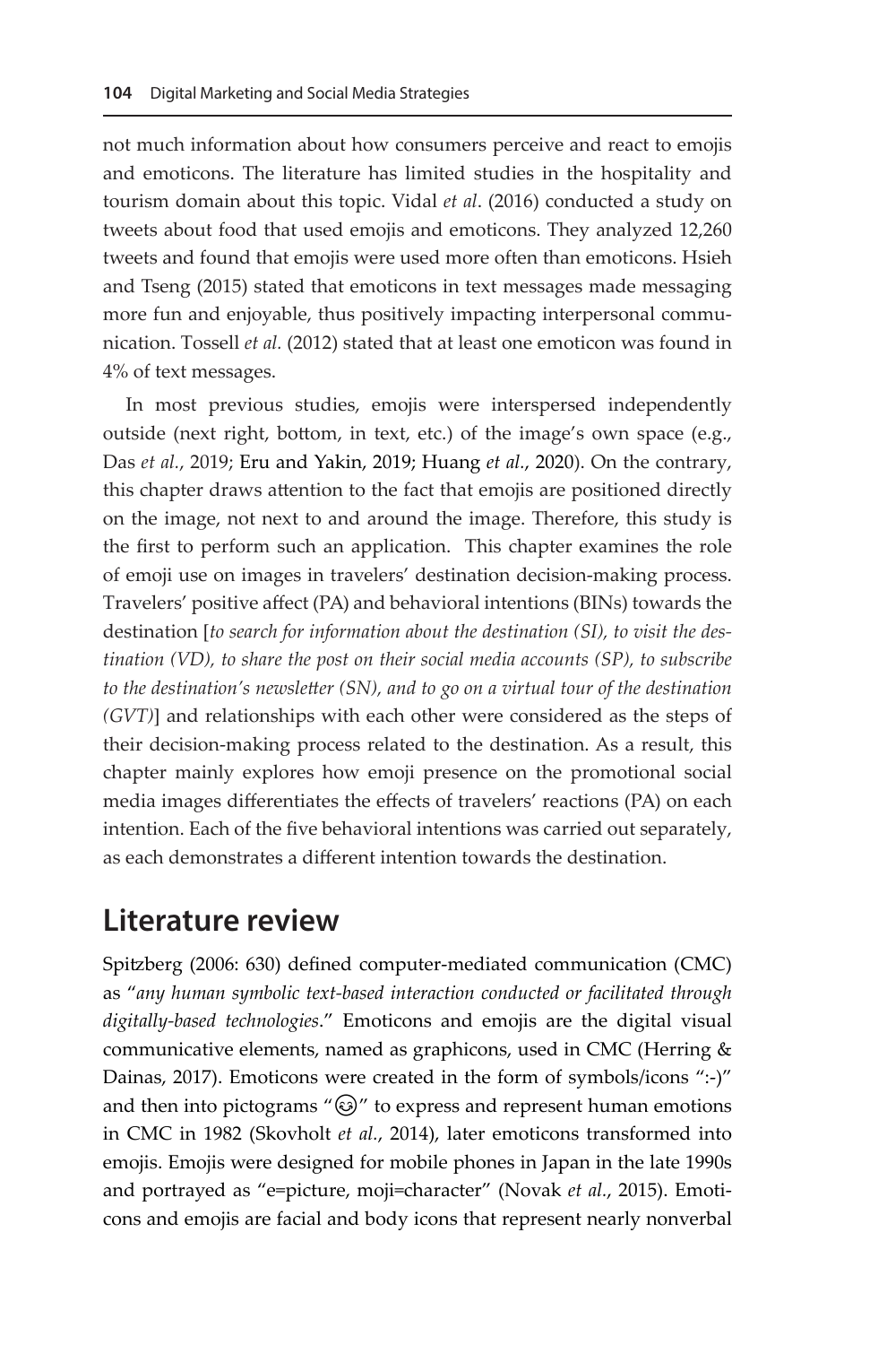not much information about how consumers perceive and react to emojis and emoticons. The literature has limited studies in the hospitality and tourism domain about this topic. Vidal *et al*. (2016) conducted a study on tweets about food that used emojis and emoticons. They analyzed 12,260 tweets and found that emojis were used more often than emoticons. Hsieh and Tseng (2015) stated that emoticons in text messages made messaging more fun and enjoyable, thus positively impacting interpersonal communication. Tossell *et al.* (2012) stated that at least one emoticon was found in 4% of text messages.

In most previous studies, emojis were interspersed independently outside (next right, bottom, in text, etc.) of the image's own space (e.g., Das *et al.*, 2019; Eru and Yakin, 2019; Huang *et al.*, 2020). On the contrary, this chapter draws attention to the fact that emojis are positioned directly on the image, not next to and around the image. Therefore, this study is the first to perform such an application. This chapter examines the role of emoji use on images in travelers' destination decision-making process. Travelers' positive affect (PA) and behavioral intentions (BINs) towards the destination [*to search for information about the destination (SI), to visit the destination (VD), to share the post on their social media accounts (SP), to subscribe to the destination's newsletter (SN), and to go on a virtual tour of the destination (GVT)*] and relationships with each other were considered as the steps of their decision-making process related to the destination. As a result, this chapter mainly explores how emoji presence on the promotional social media images differentiates the effects of travelers' reactions (PA) on each intention. Each of the five behavioral intentions was carried out separately, as each demonstrates a different intention towards the destination.

## Literature review

Spitzberg (2006: 630) defined computer-mediated communication (CMC) as "*any human symbolic text-based interaction conducted or facilitated through digitally-based technologies*." Emoticons and emojis are the digital visual communicative elements, named as graphicons, used in CMC (Herring & Dainas, 2017). Emoticons were created in the form of symbols/icons ":-)" and then into pictograms "😊" to express and represent human emotions in CMC in 1982 (Skovholt *et al.*, 2014), later emoticons transformed into emojis. Emojis were designed for mobile phones in Japan in the late 1990s and portrayed as "e=picture, moji=character" (Novak *et al.*, 2015). Emoticons and emojis are facial and body icons that represent nearly nonverbal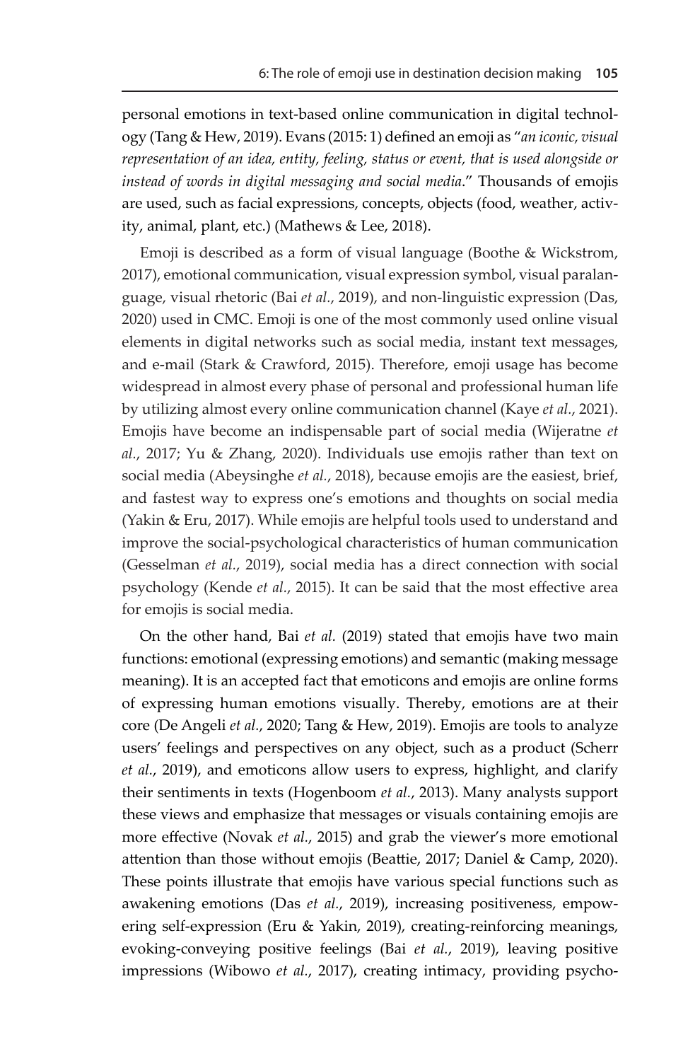personal emotions in text-based online communication in digital technology (Tang & Hew, 2019). Evans (2015: 1) defined an emoji as "*an iconic, visual representation of an idea, entity, feeling, status or event, that is used alongside or instead of words in digital messaging and social media*." Thousands of emojis are used, such as facial expressions, concepts, objects (food, weather, activity, animal, plant, etc.) (Mathews & Lee, 2018).

Emoji is described as a form of visual language (Boothe & Wickstrom, 2017), emotional communication, visual expression symbol, visual paralanguage, visual rhetoric (Bai *et al.*, 2019), and non-linguistic expression (Das, 2020) used in CMC. Emoji is one of the most commonly used online visual elements in digital networks such as social media, instant text messages, and e-mail (Stark & Crawford, 2015). Therefore, emoji usage has become widespread in almost every phase of personal and professional human life by utilizing almost every online communication channel (Kaye *et al.*, 2021). Emojis have become an indispensable part of social media (Wijeratne *et al.*, 2017; Yu & Zhang, 2020). Individuals use emojis rather than text on social media (Abeysinghe *et al.*, 2018), because emojis are the easiest, brief, and fastest way to express one's emotions and thoughts on social media (Yakin & Eru, 2017). While emojis are helpful tools used to understand and improve the social-psychological characteristics of human communication (Gesselman *et al.*, 2019), social media has a direct connection with social psychology (Kende *et al.*, 2015). It can be said that the most effective area for emojis is social media.

On the other hand, Bai *et al.* (2019) stated that emojis have two main functions: emotional (expressing emotions) and semantic (making message meaning). It is an accepted fact that emoticons and emojis are online forms of expressing human emotions visually. Thereby, emotions are at their core (De Angeli *et al.*, 2020; Tang & Hew, 2019). Emojis are tools to analyze users' feelings and perspectives on any object, such as a product (Scherr *et al.*, 2019), and emoticons allow users to express, highlight, and clarify their sentiments in texts (Hogenboom *et al.*, 2013). Many analysts support these views and emphasize that messages or visuals containing emojis are more effective (Novak *et al.*, 2015) and grab the viewer's more emotional attention than those without emojis (Beattie, 2017; Daniel & Camp, 2020). These points illustrate that emojis have various special functions such as awakening emotions (Das *et al.*, 2019), increasing positiveness, empowering self-expression (Eru & Yakin, 2019), creating-reinforcing meanings, evoking-conveying positive feelings (Bai *et al.*, 2019), leaving positive impressions (Wibowo *et al.*, 2017), creating intimacy, providing psycho-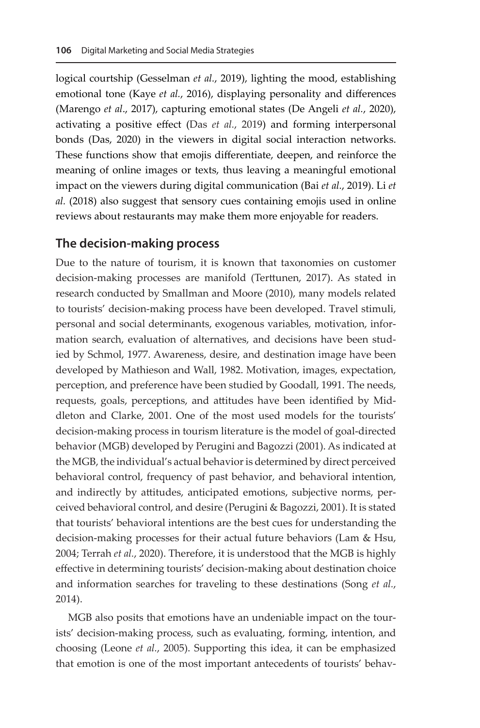logical courtship (Gesselman *et al*., 2019), lighting the mood, establishing emotional tone (Kaye *et al*., 2016), displaying personality and differences (Marengo *et al*., 2017), capturing emotional states (De Angeli *et al*., 2020), activating a positive effect (Das *et al*., 2019) and forming interpersonal bonds (Das, 2020) in the viewers in digital social interaction networks. These functions show that emojis differentiate, deepen, and reinforce the meaning of online images or texts, thus leaving a meaningful emotional impact on the viewers during digital communication (Bai *et al*., 2019). Li *et al*. (2018) also suggest that sensory cues containing emojis used in online reviews about restaurants may make them more enjoyable for readers.

## The decision-making process

Due to the nature of tourism, it is known that taxonomies on customer decision-making processes are manifold (Terttunen, 2017). As stated in research conducted by Smallman and Moore (2010), many models related to tourists' decision-making process have been developed. Travel stimuli, personal and social determinants, exogenous variables, motivation, information search, evaluation of alternatives, and decisions have been studied by Schmol, 1977. Awareness, desire, and destination image have been developed by Mathieson and Wall, 1982. Motivation, images, expectation, perception, and preference have been studied by Goodall, 1991. The needs, requests, goals, perceptions, and attitudes have been identified by Middleton and Clarke, 2001. One of the most used models for the tourists' decision-making process in tourism literature is the model of goal-directed behavior (MGB) developed by Perugini and Bagozzi (2001). As indicated at the MGB, the individual's actual behavior is determined by direct perceived behavioral control, frequency of past behavior, and behavioral intention, and indirectly by attitudes, anticipated emotions, subjective norms, perceived behavioral control, and desire (Perugini & Bagozzi, 2001). It is stated that tourists' behavioral intentions are the best cues for understanding the decision-making processes for their actual future behaviors (Lam & Hsu, 2004; Terrah *et al*., 2020). Therefore, it is understood that the MGB is highly effective in determining tourists' decision-making about destination choice and information searches for traveling to these destinations (Song *et al*., 2014).

MGB also posits that emotions have an undeniable impact on the tourists' decision-making process, such as evaluating, forming, intention, and choosing (Leone *et al*., 2005). Supporting this idea, it can be emphasized that emotion is one of the most important antecedents of tourists' behav-